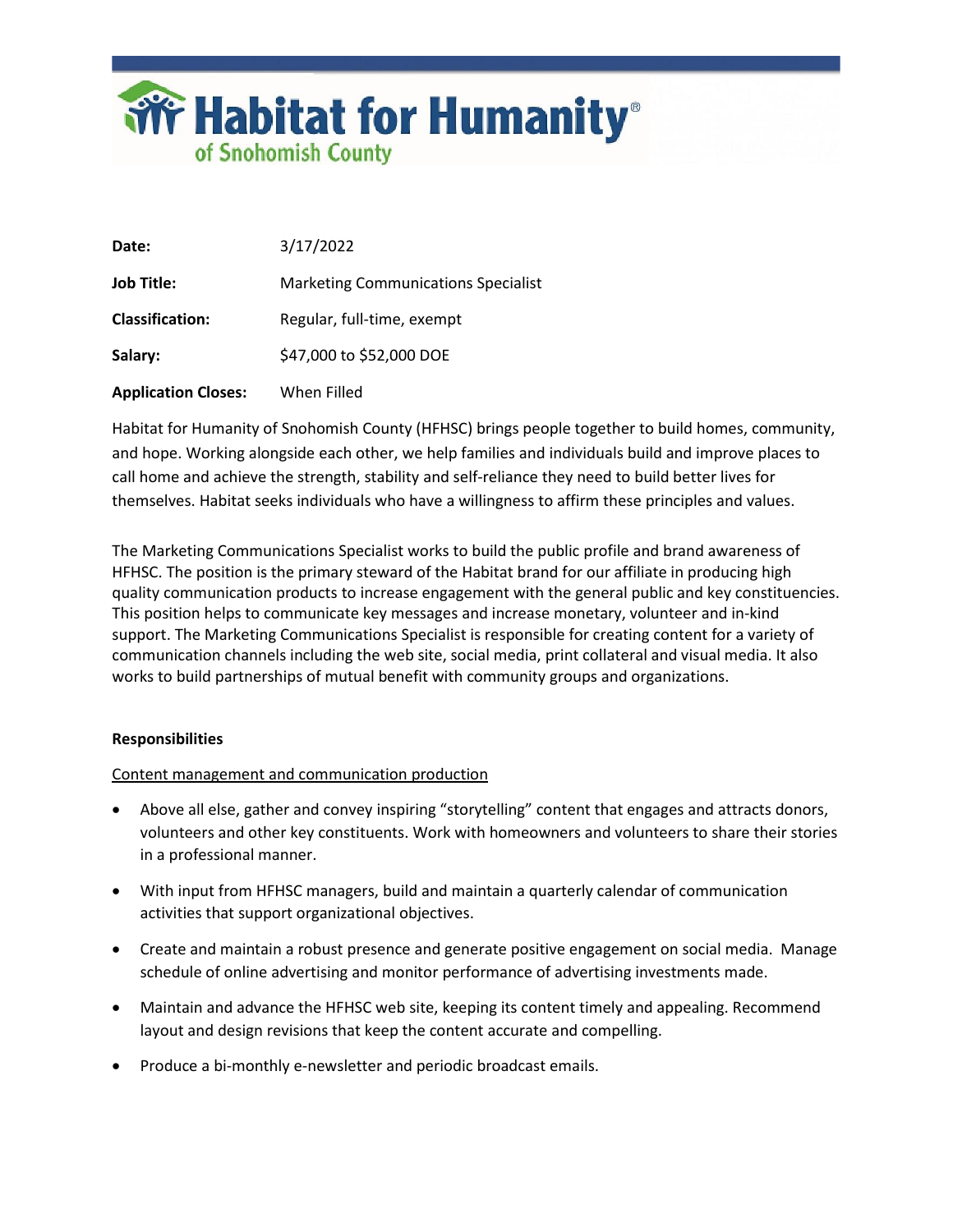# Habitat for Humanity® of Snohomish County

| | |
|---|---|
| **Date:** | 3/17/2022 |
| **Job Title:** | Marketing Communications Specialist |
| **Classification:** | Regular, full-time, exempt |
| **Salary:** | $47,000 to $52,000 DOE |
| **Application Closes:** | When Filled |

Habitat for Humanity of Snohomish County (HFHSC) brings people together to build homes, community, and hope. Working alongside each other, we help families and individuals build and improve places to call home and achieve the strength, stability and self-reliance they need to build better lives for themselves. Habitat seeks individuals who have a willingness to affirm these principles and values.

The Marketing Communications Specialist works to build the public profile and brand awareness of HFHSC. The position is the primary steward of the Habitat brand for our affiliate in producing high quality communication products to increase engagement with the general public and key constituencies. This position helps to communicate key messages and increase monetary, volunteer and in-kind support. The Marketing Communications Specialist is responsible for creating content for a variety of communication channels including the web site, social media, print collateral and visual media. It also works to build partnerships of mutual benefit with community groups and organizations.

**Responsibilities**

<u>Content management and communication production</u>

- Above all else, gather and convey inspiring "storytelling" content that engages and attracts donors, volunteers and other key constituents. Work with homeowners and volunteers to share their stories in a professional manner.
- With input from HFHSC managers, build and maintain a quarterly calendar of communication activities that support organizational objectives.
- Create and maintain a robust presence and generate positive engagement on social media. Manage schedule of online advertising and monitor performance of advertising investments made.
- Maintain and advance the HFHSC web site, keeping its content timely and appealing. Recommend layout and design revisions that keep the content accurate and compelling.
- Produce a bi-monthly e-newsletter and periodic broadcast emails.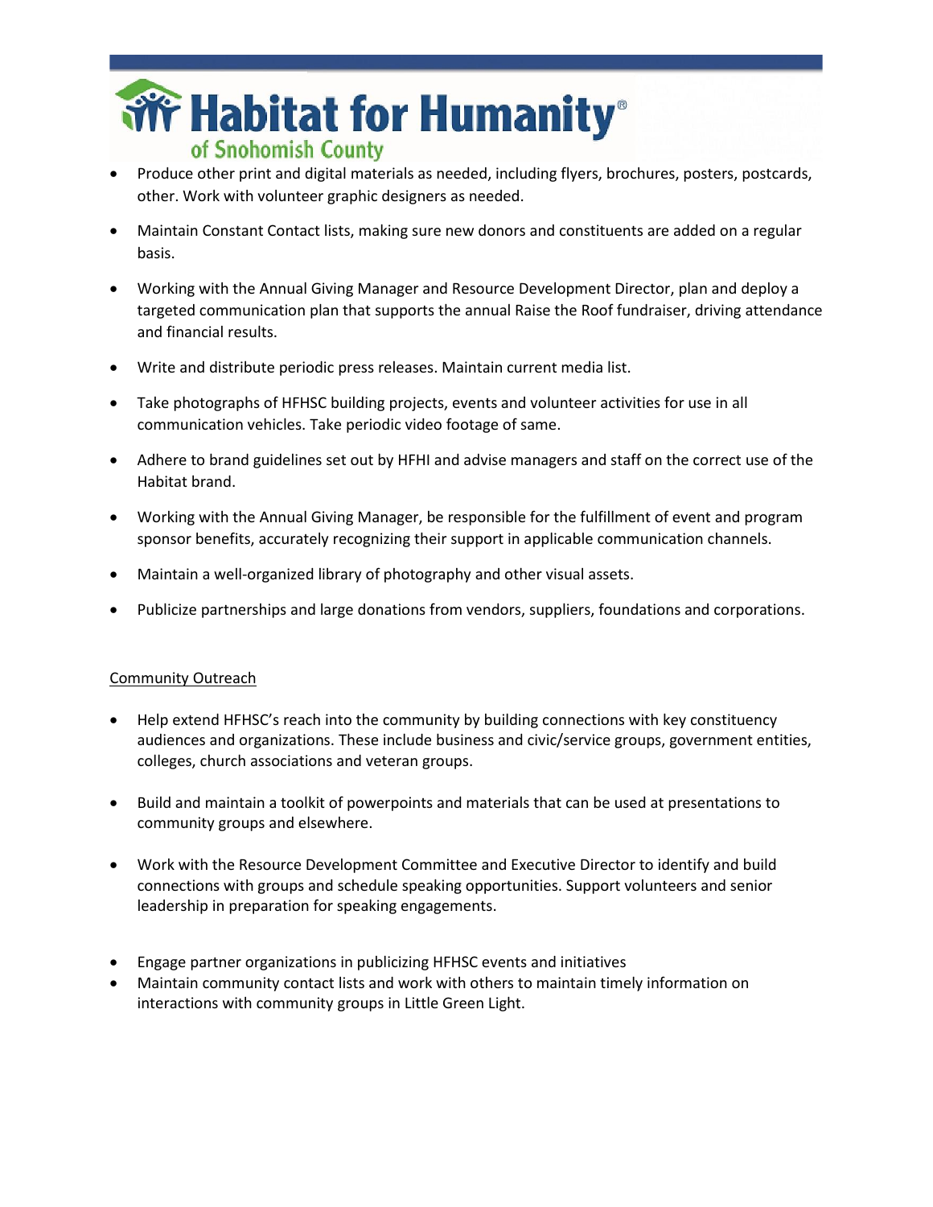- Produce other print and digital materials as needed, including flyers, brochures, posters, postcards, other. Work with volunteer graphic designers as needed.

- Maintain Constant Contact lists, making sure new donors and constituents are added on a regular basis.

- Working with the Annual Giving Manager and Resource Development Director, plan and deploy a targeted communication plan that supports the annual Raise the Roof fundraiser, driving attendance and financial results.

- Write and distribute periodic press releases. Maintain current media list.

- Take photographs of HFHSC building projects, events and volunteer activities for use in all communication vehicles. Take periodic video footage of same.

- Adhere to brand guidelines set out by HFHI and advise managers and staff on the correct use of the Habitat brand.

- Working with the Annual Giving Manager, be responsible for the fulfillment of event and program sponsor benefits, accurately recognizing their support in applicable communication channels.

- Maintain a well-organized library of photography and other visual assets.

- Publicize partnerships and large donations from vendors, suppliers, foundations and corporations.

<u>Community Outreach</u>

- Help extend HFHSC's reach into the community by building connections with key constituency audiences and organizations. These include business and civic/service groups, government entities, colleges, church associations and veteran groups.

- Build and maintain a toolkit of powerpoints and materials that can be used at presentations to community groups and elsewhere.

- Work with the Resource Development Committee and Executive Director to identify and build connections with groups and schedule speaking opportunities. Support volunteers and senior leadership in preparation for speaking engagements.

- Engage partner organizations in publicizing HFHSC events and initiatives
- Maintain community contact lists and work with others to maintain timely information on interactions with community groups in Little Green Light.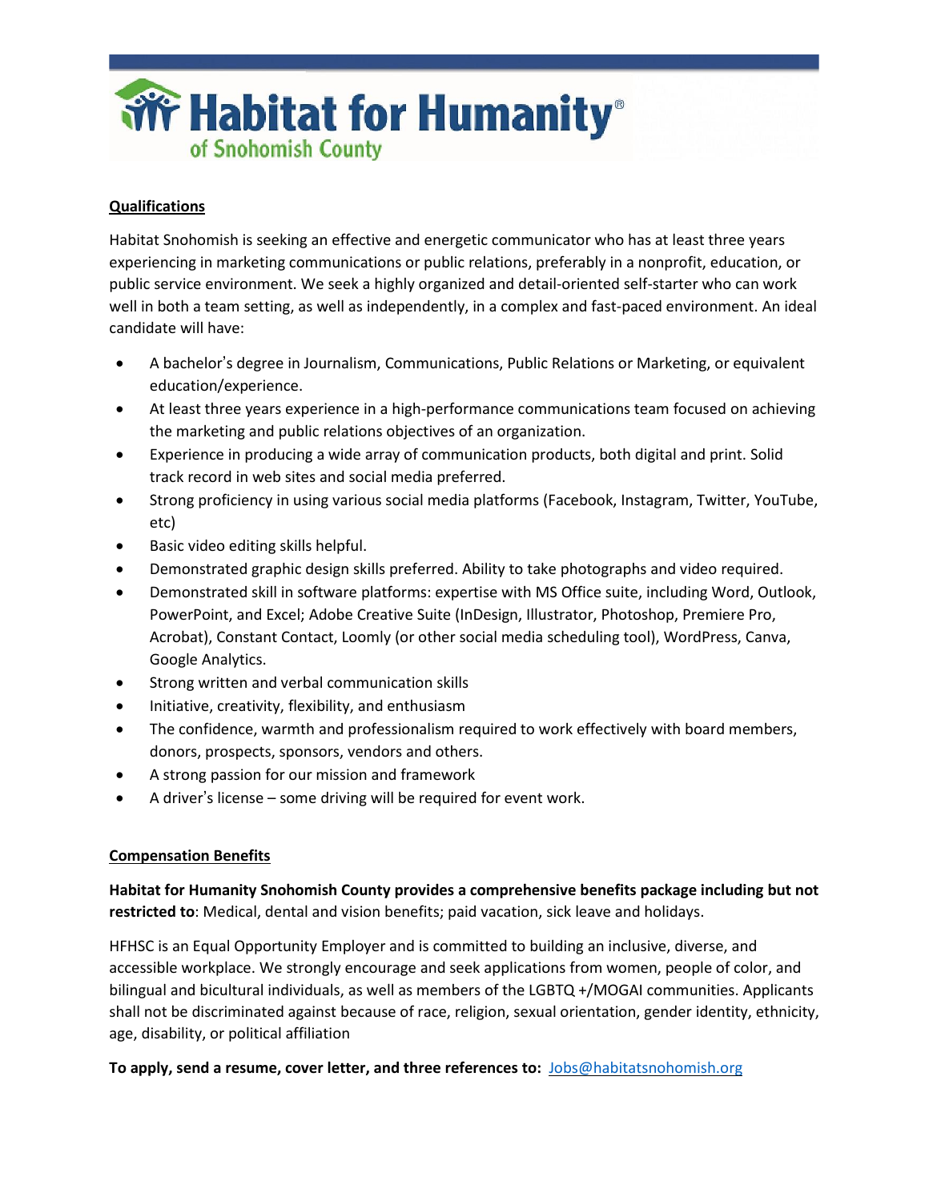## Qualifications

Habitat Snohomish is seeking an effective and energetic communicator who has at least three years experiencing in marketing communications or public relations, preferably in a nonprofit, education, or public service environment. We seek a highly organized and detail-oriented self-starter who can work well in both a team setting, as well as independently, in a complex and fast-paced environment. An ideal candidate will have:

- A bachelor's degree in Journalism, Communications, Public Relations or Marketing, or equivalent education/experience.
- At least three years experience in a high-performance communications team focused on achieving the marketing and public relations objectives of an organization.
- Experience in producing a wide array of communication products, both digital and print. Solid track record in web sites and social media preferred.
- Strong proficiency in using various social media platforms (Facebook, Instagram, Twitter, YouTube, etc)
- Basic video editing skills helpful.
- Demonstrated graphic design skills preferred. Ability to take photographs and video required.
- Demonstrated skill in software platforms: expertise with MS Office suite, including Word, Outlook, PowerPoint, and Excel; Adobe Creative Suite (InDesign, Illustrator, Photoshop, Premiere Pro, Acrobat), Constant Contact, Loomly (or other social media scheduling tool), WordPress, Canva, Google Analytics.
- Strong written and verbal communication skills
- Initiative, creativity, flexibility, and enthusiasm
- The confidence, warmth and professionalism required to work effectively with board members, donors, prospects, sponsors, vendors and others.
- A strong passion for our mission and framework
- A driver's license – some driving will be required for event work.

## Compensation Benefits

**Habitat for Humanity Snohomish County provides a comprehensive benefits package including but not restricted to**: Medical, dental and vision benefits; paid vacation, sick leave and holidays.

HFHSC is an Equal Opportunity Employer and is committed to building an inclusive, diverse, and accessible workplace. We strongly encourage and seek applications from women, people of color, and bilingual and bicultural individuals, as well as members of the LGBTQ +/MOGAI communities. Applicants shall not be discriminated against because of race, religion, sexual orientation, gender identity, ethnicity, age, disability, or political affiliation

**To apply, send a resume, cover letter, and three references to:** Jobs@habitatsnohomish.org